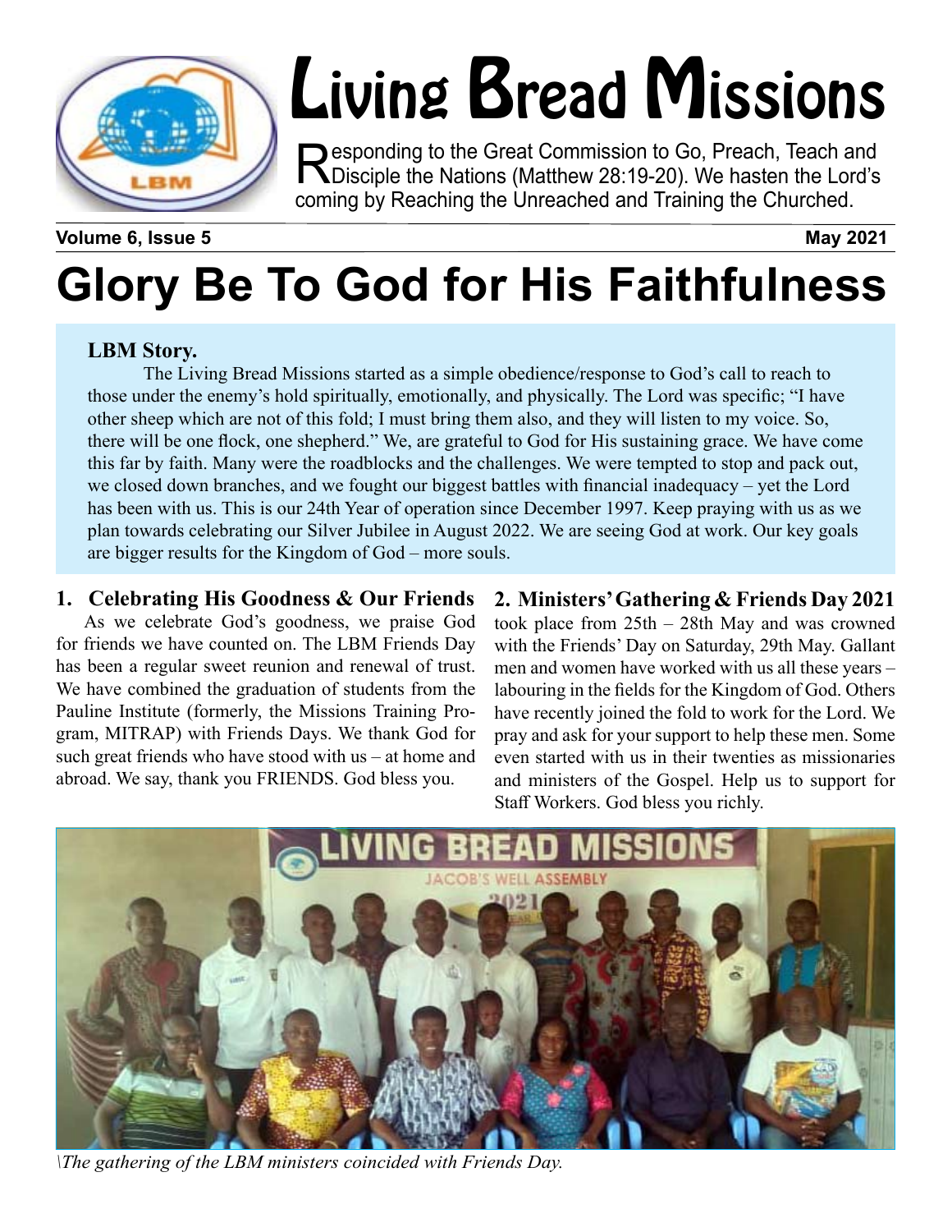# Living Bread Missions

Responding to the Great Commission to Go, Preach, Teach and Disciple the Nations (Matthew 28:19-20). We hasten the Lord's coming by Reaching the Unreached and Training the Churched.

**Volume 6, Issue 5** **May 2021**

# Glory Be To God for His Faithfulness

**LBM Story.**

The Living Bread Missions started as a simple obedience/response to God's call to reach to those under the enemy's hold spiritually, emotionally, and physically. The Lord was specific; "I have other sheep which are not of this fold; I must bring them also, and they will listen to my voice. So, there will be one flock, one shepherd." We, are grateful to God for His sustaining grace. We have come this far by faith. Many were the roadblocks and the challenges. We were tempted to stop and pack out, we closed down branches, and we fought our biggest battles with financial inadequacy – yet the Lord has been with us. This is our 24th Year of operation since December 1997. Keep praying with us as we plan towards celebrating our Silver Jubilee in August 2022. We are seeing God at work. Our key goals are bigger results for the Kingdom of God – more souls.

## 1. Celebrating His Goodness & Our Friends

As we celebrate God's goodness, we praise God for friends we have counted on. The LBM Friends Day has been a regular sweet reunion and renewal of trust. We have combined the graduation of students from the Pauline Institute (formerly, the Missions Training Program, MITRAP) with Friends Days. We thank God for such great friends who have stood with us – at home and abroad. We say, thank you FRIENDS. God bless you.

## 2. Ministers' Gathering & Friends Day 2021

took place from 25th – 28th May and was crowned with the Friends' Day on Saturday, 29th May. Gallant men and women have worked with us all these years – labouring in the fields for the Kingdom of God. Others have recently joined the fold to work for the Lord. We pray and ask for your support to help these men. Some even started with us in their twenties as missionaries and ministers of the Gospel. Help us to support for Staff Workers. God bless you richly.

*\The gathering of the LBM ministers coincided with Friends Day.*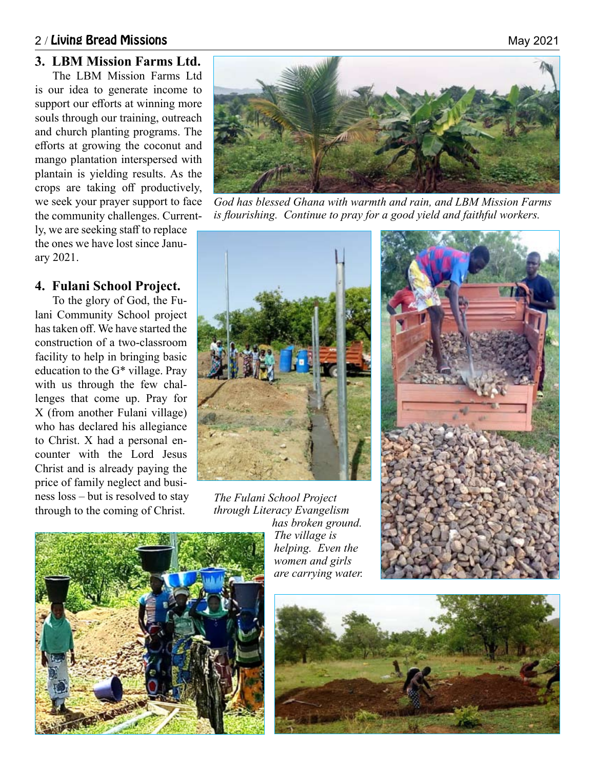### 3. LBM Mission Farms Ltd.

The LBM Mission Farms Ltd is our idea to generate income to support our efforts at winning more souls through our training, outreach and church planting programs. The efforts at growing the coconut and mango plantation interspersed with plantain is yielding results. As the crops are taking off productively, we seek your prayer support to face the community challenges. Currently, we are seeking staff to replace the ones we have lost since January 2021.

*God has blessed Ghana with warmth and rain, and LBM Mission Farms is flourishing. Continue to pray for a good yield and faithful workers.*

### 4. Fulani School Project.

To the glory of God, the Fulani Community School project has taken off. We have started the construction of a two-classroom facility to help in bringing basic education to the G* village. Pray with us through the few challenges that come up. Pray for X (from another Fulani village) who has declared his allegiance to Christ. X had a personal encounter with the Lord Jesus Christ and is already paying the price of family neglect and business loss – but is resolved to stay through to the coming of Christ.

*The Fulani School Project through Literacy Evangelism has broken ground. The village is helping. Even the women and girls are carrying water.*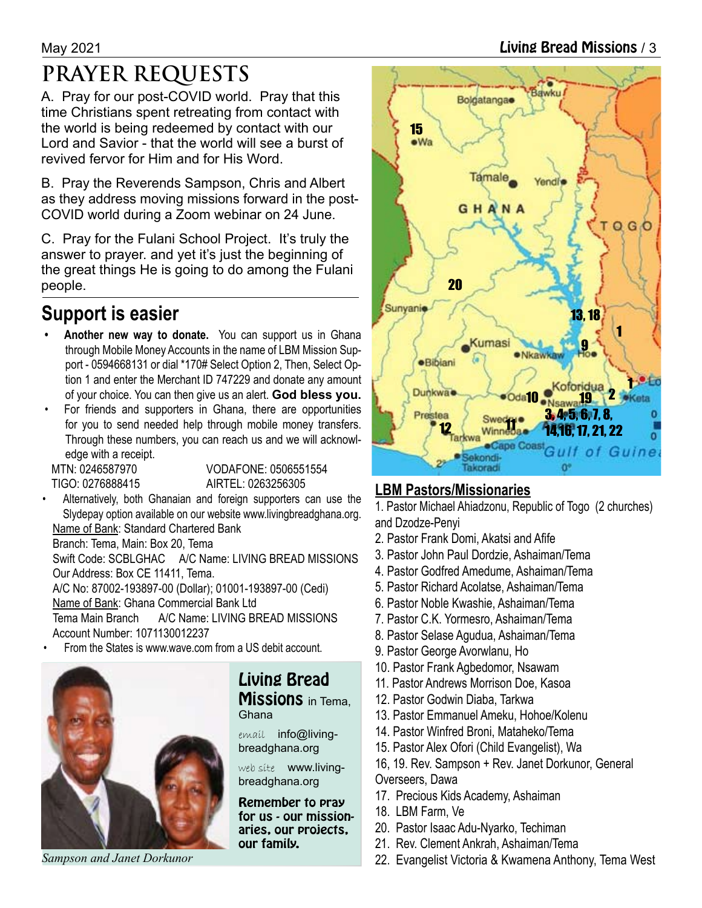# PRAYER REQUESTS

A. Pray for our post-COVID world. Pray that this time Christians spent retreating from contact with the world is being redeemed by contact with our Lord and Savior - that the world will see a burst of revived fervor for Him and for His Word.

B. Pray the Reverends Sampson, Chris and Albert as they address moving missions forward in the post-COVID world during a Zoom webinar on 24 June.

C. Pray for the Fulani School Project. It's truly the answer to prayer. and yet it's just the beginning of the great things He is going to do among the Fulani people.

## Support is easier

- **Another new way to donate.** You can support us in Ghana through Mobile Money Accounts in the name of LBM Mission Support - 0594668131 or dial *170# Select Option 2, Then, Select Option 1 and enter the Merchant ID 747229 and donate any amount of your choice. You can then give us an alert. **God bless you.**
- For friends and supporters in Ghana, there are opportunities for you to send needed help through mobile money transfers. Through these numbers, you can reach us and we will acknowledge with a receipt.

  MTN: 0246587970 VODAFONE: 0506551554
  TIGO: 0276888415 AIRTEL: 0263256305
- Alternatively, both Ghanaian and foreign supporters can use the Slydepay option available on our website www.livingbreadghana.org.

  Name of Bank: Standard Chartered Bank
  Branch: Tema, Main: Box 20, Tema
  Swift Code: SCBLGHAC A/C Name: LIVING BREAD MISSIONS
  Our Address: Box CE 11411, Tema.
  A/C No: 87002-193897-00 (Dollar); 01001-193897-00 (Cedi)
  Name of Bank: Ghana Commercial Bank Ltd
  Tema Main Branch A/C Name: LIVING BREAD MISSIONS
  Account Number: 1071130012237
- From the States is www.wave.com from a US debit account.

*Sampson and Janet Dorkunor*

**Living Bread Missions** in Tema, Ghana

email info@livingbreadghana.org

web site www.livingbreadghana.org

**Remember to pray for us - our missionaries, our projects, our family.**

Bolgatanga
Bawku
15
Wa
Tamale
Yendi
GHANA
TOGO
20
Sunyani
13, 18
1
Kumasi
Nkawkaw
9
Ho
Bibiani
Dunkwa
Oda 10
Koforidua
Nsawam 19
2
1
Keta
Lo
Prestea
12
Tarkwa
Swedru
Winneba 11
3, 4, 5, 6, 7, 8,
14, 16, 17, 21, 22
Cape Coast
Sekondi-Takoradi
Gulf of Guinea
0°

## LBM Pastors/Missionaries

1. Pastor Michael Ahiadzonu, Republic of Togo (2 churches) and Dzodze-Penyi
2. Pastor Frank Domi, Akatsi and Afife
3. Pastor John Paul Dordzie, Ashaiman/Tema
4. Pastor Godfred Amedume, Ashaiman/Tema
5. Pastor Richard Acolatse, Ashaiman/Tema
6. Pastor Noble Kwashie, Ashaiman/Tema
7. Pastor C.K. Yormesro, Ashaiman/Tema
8. Pastor Selase Agudua, Ashaiman/Tema
9. Pastor George Avorwlanu, Ho
10. Pastor Frank Agbedomor, Nsawam
11. Pastor Andrews Morrison Doe, Kasoa
12. Pastor Godwin Diaba, Tarkwa
13. Pastor Emmanuel Ameku, Hohoe/Kolenu
14. Pastor Winfred Broni, Mataheko/Tema
15. Pastor Alex Ofori (Child Evangelist), Wa

16, 19. Rev. Sampson + Rev. Janet Dorkunor, General Overseers, Dawa

17. Precious Kids Academy, Ashaiman
18. LBM Farm, Ve
20. Pastor Isaac Adu-Nyarko, Techiman
21. Rev. Clement Ankrah, Ashaiman/Tema
22. Evangelist Victoria & Kwamena Anthony, Tema West